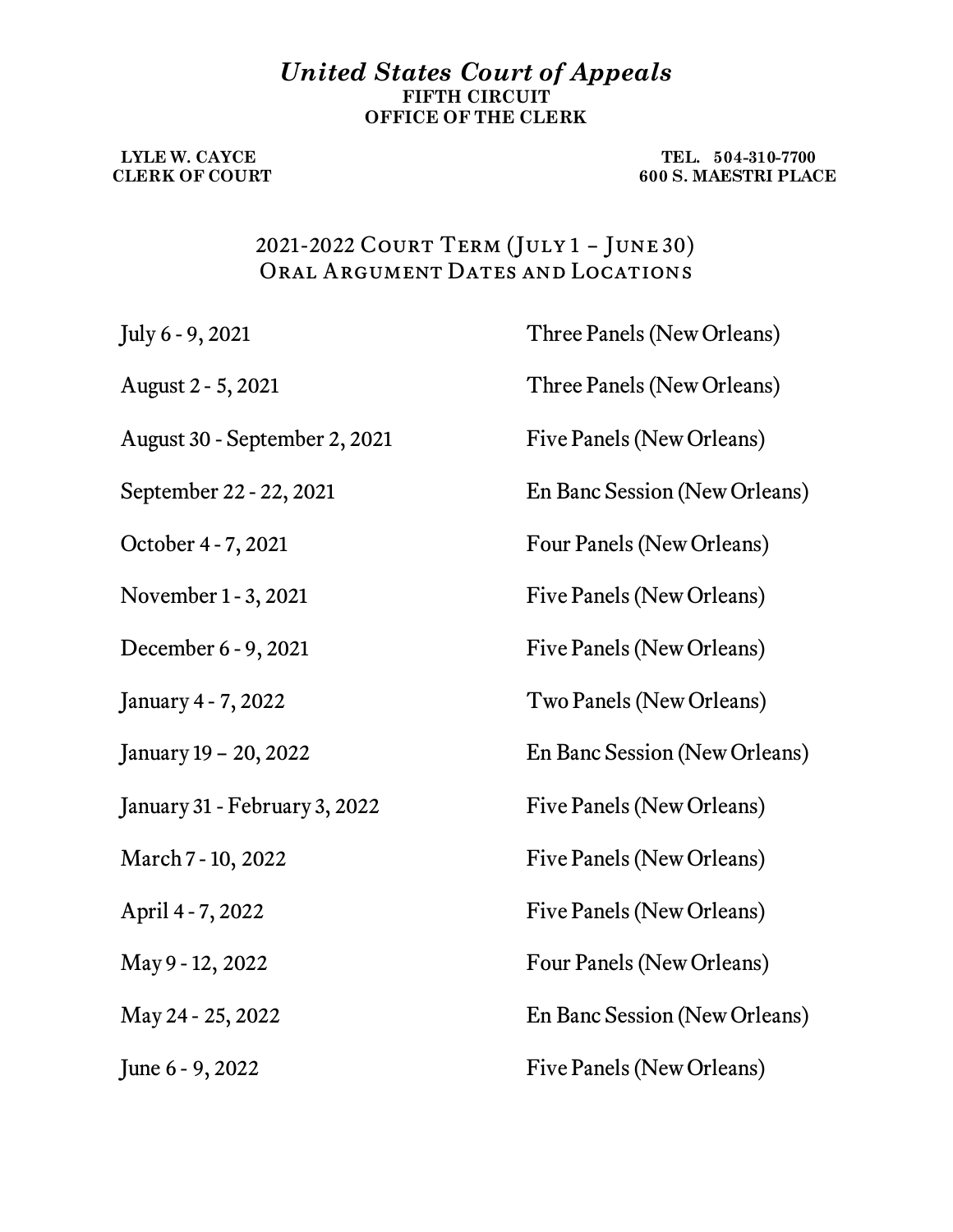# *United States Court of Appeals*

**FIFTH CIRCUIT**

**OFFICE OF THE CLERK**

**LYLE W. CAYCE**
**CLERK OF COURT**

**TEL. 504-310-7700**
**600 S. MAESTRI PLACE**

## 2021-2022 Court Term (July 1 – June 30)
## Oral Argument Dates and Locations

| | |
|---|---|
| July 6 - 9, 2021 | Three Panels (New Orleans) |
| August 2 - 5, 2021 | Three Panels (New Orleans) |
| August 30 - September 2, 2021 | Five Panels (New Orleans) |
| September 22 - 22, 2021 | En Banc Session (New Orleans) |
| October 4 - 7, 2021 | Four Panels (New Orleans) |
| November 1 - 3, 2021 | Five Panels (New Orleans) |
| December 6 - 9, 2021 | Five Panels (New Orleans) |
| January 4 - 7, 2022 | Two Panels (New Orleans) |
| January 19 – 20, 2022 | En Banc Session (New Orleans) |
| January 31 - February 3, 2022 | Five Panels (New Orleans) |
| March 7 - 10, 2022 | Five Panels (New Orleans) |
| April 4 - 7, 2022 | Five Panels (New Orleans) |
| May 9 - 12, 2022 | Four Panels (New Orleans) |
| May 24 - 25, 2022 | En Banc Session (New Orleans) |
| June 6 - 9, 2022 | Five Panels (New Orleans) |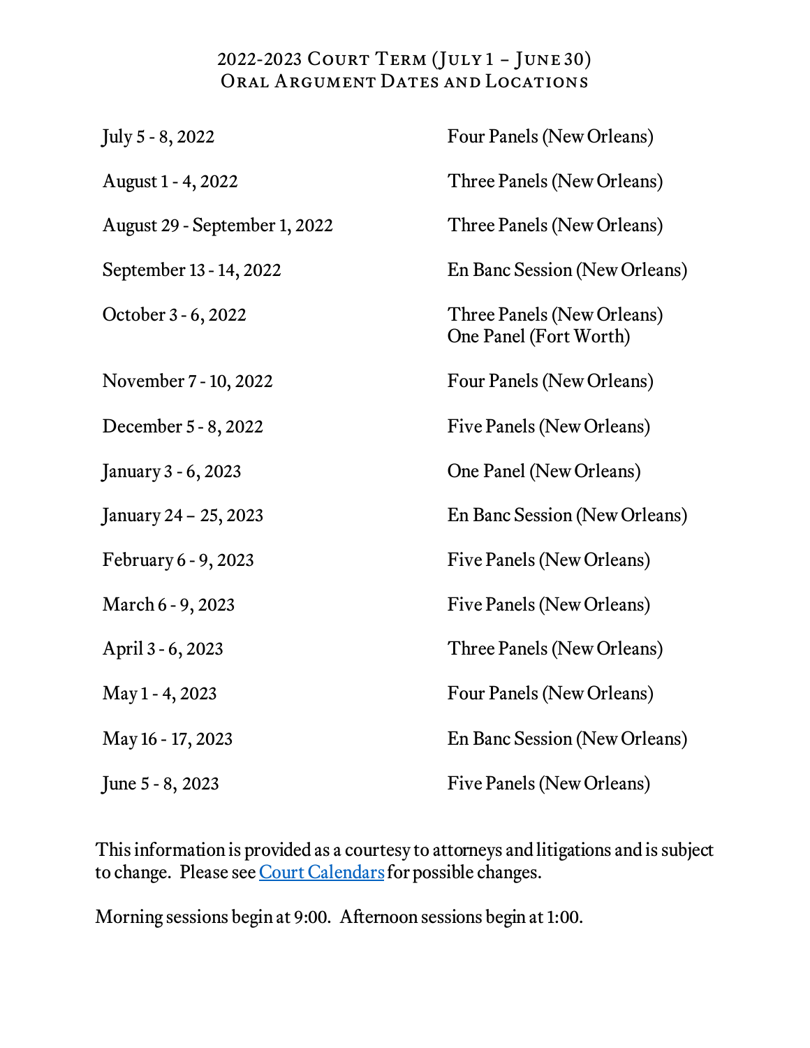## 2022-2023 Court Term (July 1 – June 30)
## Oral Argument Dates and Locations

| | |
|---|---|
| July 5 - 8, 2022 | Four Panels (New Orleans) |
| August 1 - 4, 2022 | Three Panels (New Orleans) |
| August 29 - September 1, 2022 | Three Panels (New Orleans) |
| September 13 - 14, 2022 | En Banc Session (New Orleans) |
| October 3 - 6, 2022 | Three Panels (New Orleans)<br>One Panel (Fort Worth) |
| November 7 - 10, 2022 | Four Panels (New Orleans) |
| December 5 - 8, 2022 | Five Panels (New Orleans) |
| January 3 - 6, 2023 | One Panel (New Orleans) |
| January 24 – 25, 2023 | En Banc Session (New Orleans) |
| February 6 - 9, 2023 | Five Panels (New Orleans) |
| March 6 - 9, 2023 | Five Panels (New Orleans) |
| April 3 - 6, 2023 | Three Panels (New Orleans) |
| May 1 - 4, 2023 | Four Panels (New Orleans) |
| May 16 - 17, 2023 | En Banc Session (New Orleans) |
| June 5 - 8, 2023 | Five Panels (New Orleans) |

This information is provided as a courtesy to attorneys and litigations and is subject to change. Please see Court Calendars for possible changes.

Morning sessions begin at 9:00. Afternoon sessions begin at 1:00.